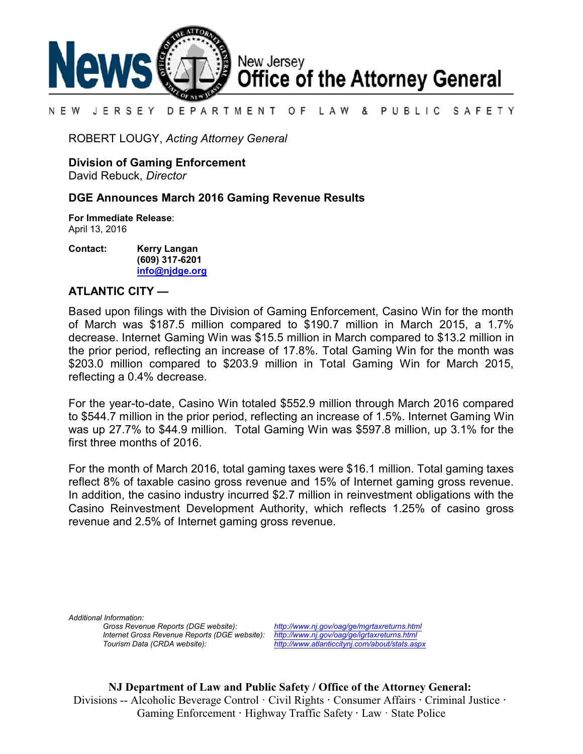# News — New Jersey Office of the Attorney General

NEW JERSEY DEPARTMENT OF LAW & PUBLIC SAFETY

ROBERT LOUGY, *Acting Attorney General*

**Division of Gaming Enforcement**
David Rebuck, *Director*

## DGE Announces March 2016 Gaming Revenue Results

**For Immediate Release**:
April 13, 2016

**Contact:** **Kerry Langan**
**(609) 317-6201**
**info@njdge.org**

**ATLANTIC CITY —**

Based upon filings with the Division of Gaming Enforcement, Casino Win for the month of March was $187.5 million compared to $190.7 million in March 2015, a 1.7% decrease. Internet Gaming Win was $15.5 million in March compared to $13.2 million in the prior period, reflecting an increase of 17.8%. Total Gaming Win for the month was $203.0 million compared to $203.9 million in Total Gaming Win for March 2015, reflecting a 0.4% decrease.

For the year-to-date, Casino Win totaled $552.9 million through March 2016 compared to $544.7 million in the prior period, reflecting an increase of 1.5%. Internet Gaming Win was up 27.7% to $44.9 million. Total Gaming Win was $597.8 million, up 3.1% for the first three months of 2016.

For the month of March 2016, total gaming taxes were $16.1 million. Total gaming taxes reflect 8% of taxable casino gross revenue and 15% of Internet gaming gross revenue. In addition, the casino industry incurred $2.7 million in reinvestment obligations with the Casino Reinvestment Development Authority, which reflects 1.25% of casino gross revenue and 2.5% of Internet gaming gross revenue.

*Additional Information:*

*Gross Revenue Reports (DGE website):* http://www.nj.gov/oag/ge/mgrtaxreturns.html
*Internet Gross Revenue Reports (DGE website):* http://www.nj.gov/oag/ge/igrtaxreturns.html
*Tourism Data (CRDA website):* http://www.atlanticcitynj.com/about/stats.aspx

**NJ Department of Law and Public Safety / Office of the Attorney General:**
Divisions -- Alcoholic Beverage Control · Civil Rights · Consumer Affairs · Criminal Justice · Gaming Enforcement · Highway Traffic Safety · Law · State Police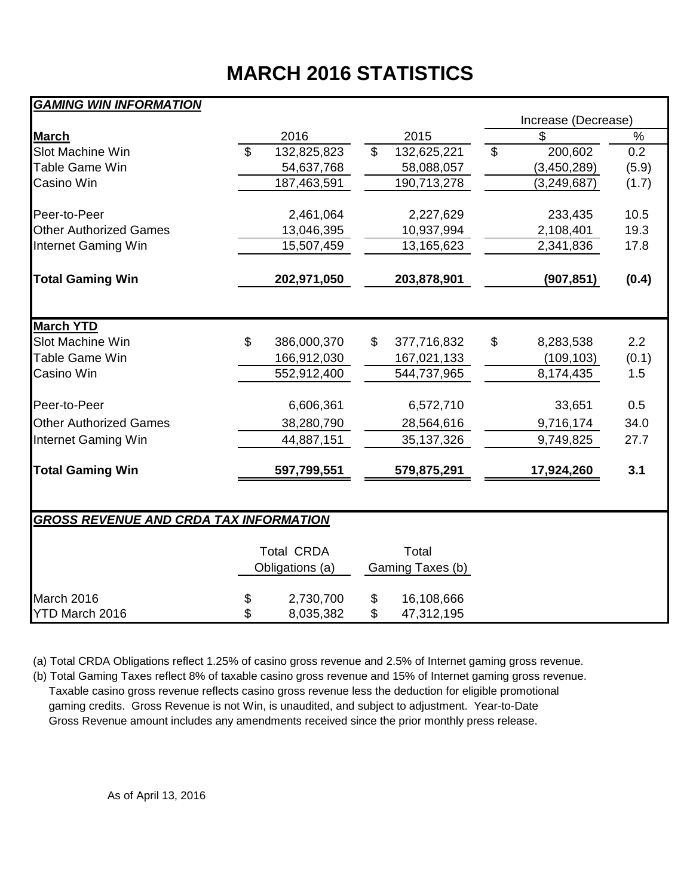# MARCH 2016 STATISTICS

## *GAMING WIN INFORMATION*

| **March** | 2016 | 2015 | Increase (Decrease) $ | Increase (Decrease) % |
|---|---|---|---|---|
| Slot Machine Win | $ 132,825,823 | $ 132,625,221 | $ 200,602 | 0.2 |
| Table Game Win | 54,637,768 | 58,088,057 | (3,450,289) | (5.9) |
| Casino Win | 187,463,591 | 190,713,278 | (3,249,687) | (1.7) |
| Peer-to-Peer | 2,461,064 | 2,227,629 | 233,435 | 10.5 |
| Other Authorized Games | 13,046,395 | 10,937,994 | 2,108,401 | 19.3 |
| Internet Gaming Win | 15,507,459 | 13,165,623 | 2,341,836 | 17.8 |
| **Total Gaming Win** | **202,971,050** | **203,878,901** | **(907,851)** | **(0.4)** |

| **March YTD** | 2016 | 2015 | Increase (Decrease) $ | Increase (Decrease) % |
|---|---|---|---|---|
| Slot Machine Win | $ 386,000,370 | $ 377,716,832 | $ 8,283,538 | 2.2 |
| Table Game Win | 166,912,030 | 167,021,133 | (109,103) | (0.1) |
| Casino Win | 552,912,400 | 544,737,965 | 8,174,435 | 1.5 |
| Peer-to-Peer | 6,606,361 | 6,572,710 | 33,651 | 0.5 |
| Other Authorized Games | 38,280,790 | 28,564,616 | 9,716,174 | 34.0 |
| Internet Gaming Win | 44,887,151 | 35,137,326 | 9,749,825 | 27.7 |
| **Total Gaming Win** | **597,799,551** | **579,875,291** | **17,924,260** | **3.1** |

## *GROSS REVENUE AND CRDA TAX INFORMATION*

| | Total CRDA Obligations (a) | Total Gaming Taxes (b) |
|---|---|---|
| March 2016 | $ 2,730,700 | $ 16,108,666 |
| YTD March 2016 | $ 8,035,382 | $ 47,312,195 |

(a) Total CRDA Obligations reflect 1.25% of casino gross revenue and 2.5% of Internet gaming gross revenue.

(b) Total Gaming Taxes reflect 8% of taxable casino gross revenue and 15% of Internet gaming gross revenue. Taxable casino gross revenue reflects casino gross revenue less the deduction for eligible promotional gaming credits. Gross Revenue is not Win, is unaudited, and subject to adjustment. Year-to-Date Gross Revenue amount includes any amendments received since the prior monthly press release.

As of April 13, 2016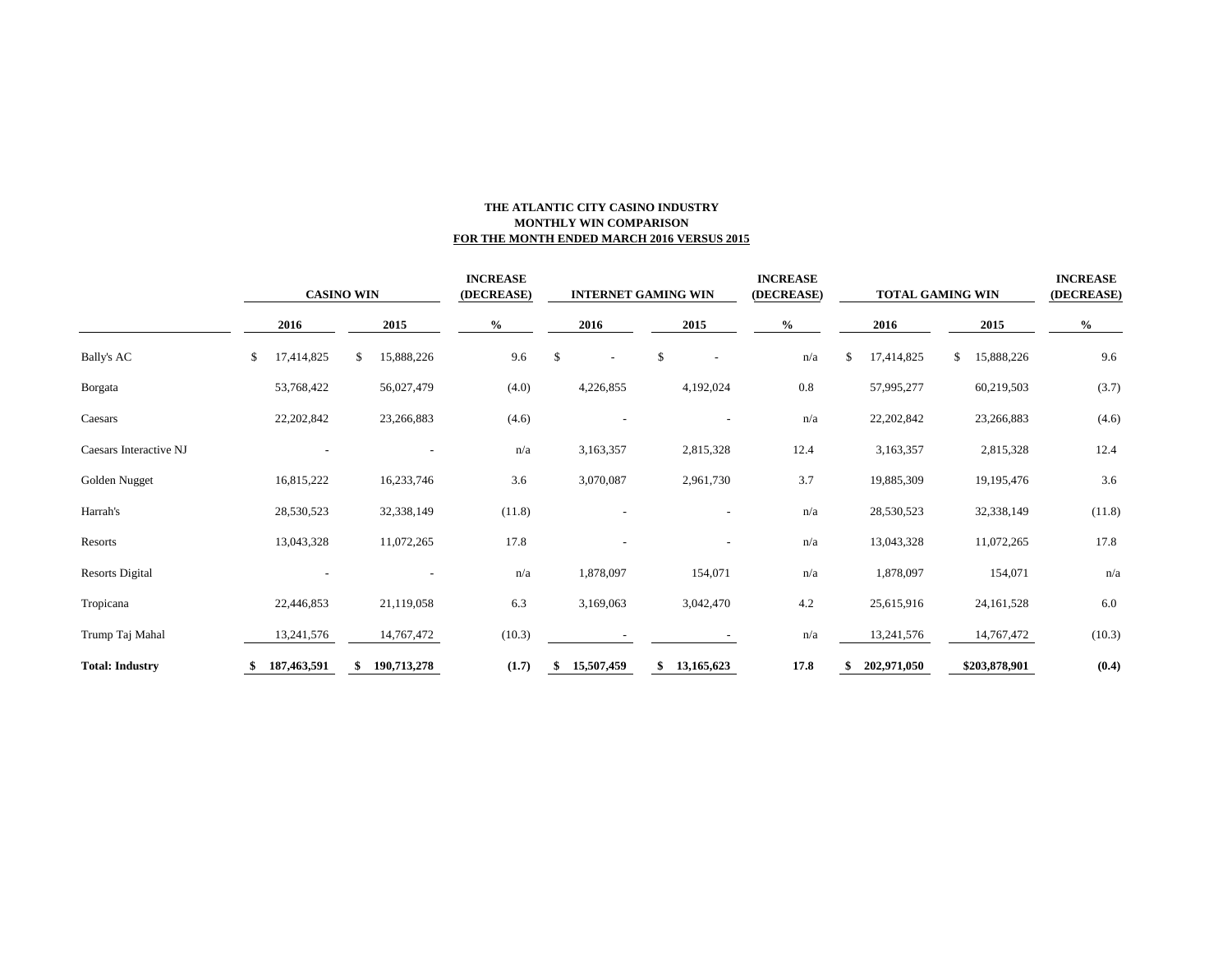**THE ATLANTIC CITY CASINO INDUSTRY**
**MONTHLY WIN COMPARISON**
**FOR THE MONTH ENDED MARCH 2016 VERSUS 2015**

| | CASINO WIN | | INCREASE (DECREASE) | INTERNET GAMING WIN | | INCREASE (DECREASE) | TOTAL GAMING WIN | | INCREASE (DECREASE) |
|---|---|---|---|---|---|---|---|---|---|
| | 2016 | 2015 | % | 2016 | 2015 | % | 2016 | 2015 | % |
| Bally's AC | $ 17,414,825 | $ 15,888,226 | 9.6 | $ - | $ - | n/a | $ 17,414,825 | $ 15,888,226 | 9.6 |
| Borgata | 53,768,422 | 56,027,479 | (4.0) | 4,226,855 | 4,192,024 | 0.8 | 57,995,277 | 60,219,503 | (3.7) |
| Caesars | 22,202,842 | 23,266,883 | (4.6) | - | - | n/a | 22,202,842 | 23,266,883 | (4.6) |
| Caesars Interactive NJ | - | - | n/a | 3,163,357 | 2,815,328 | 12.4 | 3,163,357 | 2,815,328 | 12.4 |
| Golden Nugget | 16,815,222 | 16,233,746 | 3.6 | 3,070,087 | 2,961,730 | 3.7 | 19,885,309 | 19,195,476 | 3.6 |
| Harrah's | 28,530,523 | 32,338,149 | (11.8) | - | - | n/a | 28,530,523 | 32,338,149 | (11.8) |
| Resorts | 13,043,328 | 11,072,265 | 17.8 | - | - | n/a | 13,043,328 | 11,072,265 | 17.8 |
| Resorts Digital | - | - | n/a | 1,878,097 | 154,071 | n/a | 1,878,097 | 154,071 | n/a |
| Tropicana | 22,446,853 | 21,119,058 | 6.3 | 3,169,063 | 3,042,470 | 4.2 | 25,615,916 | 24,161,528 | 6.0 |
| Trump Taj Mahal | 13,241,576 | 14,767,472 | (10.3) | - | - | n/a | 13,241,576 | 14,767,472 | (10.3) |
| **Total: Industry** | **$ 187,463,591** | **$ 190,713,278** | **(1.7)** | **$ 15,507,459** | **$ 13,165,623** | **17.8** | **$ 202,971,050** | **$203,878,901** | **(0.4)** |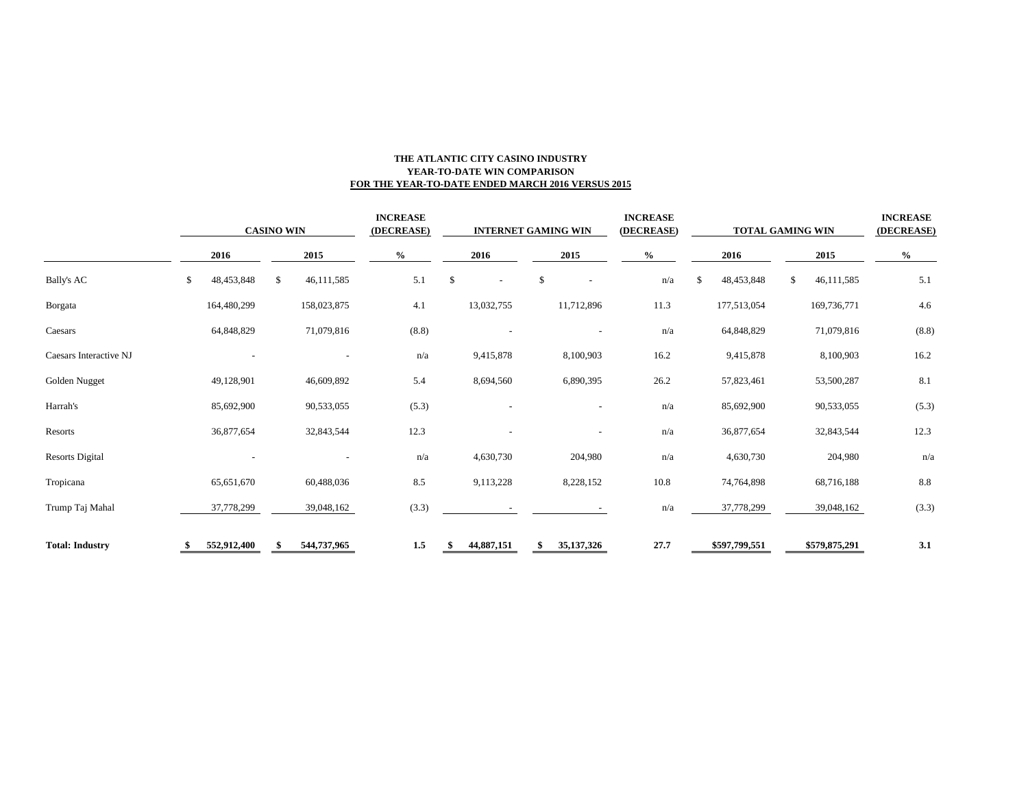**THE ATLANTIC CITY CASINO INDUSTRY**
**YEAR-TO-DATE WIN COMPARISON**
**FOR THE YEAR-TO-DATE ENDED MARCH 2016 VERSUS 2015**

| | CASINO WIN | | INCREASE (DECREASE) | INTERNET GAMING WIN | | INCREASE (DECREASE) | TOTAL GAMING WIN | | INCREASE (DECREASE) |
|---|---|---|---|---|---|---|---|---|---|
| | 2016 | 2015 | % | 2016 | 2015 | % | 2016 | 2015 | % |
| Bally's AC | $ 48,453,848 | $ 46,111,585 | 5.1 | $ - | $ - | n/a | $ 48,453,848 | $ 46,111,585 | 5.1 |
| Borgata | 164,480,299 | 158,023,875 | 4.1 | 13,032,755 | 11,712,896 | 11.3 | 177,513,054 | 169,736,771 | 4.6 |
| Caesars | 64,848,829 | 71,079,816 | (8.8) | - | - | n/a | 64,848,829 | 71,079,816 | (8.8) |
| Caesars Interactive NJ | - | - | n/a | 9,415,878 | 8,100,903 | 16.2 | 9,415,878 | 8,100,903 | 16.2 |
| Golden Nugget | 49,128,901 | 46,609,892 | 5.4 | 8,694,560 | 6,890,395 | 26.2 | 57,823,461 | 53,500,287 | 8.1 |
| Harrah's | 85,692,900 | 90,533,055 | (5.3) | - | - | n/a | 85,692,900 | 90,533,055 | (5.3) |
| Resorts | 36,877,654 | 32,843,544 | 12.3 | - | - | n/a | 36,877,654 | 32,843,544 | 12.3 |
| Resorts Digital | - | - | n/a | 4,630,730 | 204,980 | n/a | 4,630,730 | 204,980 | n/a |
| Tropicana | 65,651,670 | 60,488,036 | 8.5 | 9,113,228 | 8,228,152 | 10.8 | 74,764,898 | 68,716,188 | 8.8 |
| Trump Taj Mahal | 37,778,299 | 39,048,162 | (3.3) | - | - | n/a | 37,778,299 | 39,048,162 | (3.3) |
| **Total: Industry** | **$ 552,912,400** | **$ 544,737,965** | **1.5** | **$ 44,887,151** | **$ 35,137,326** | **27.7** | **$597,799,551** | **$579,875,291** | **3.1** |